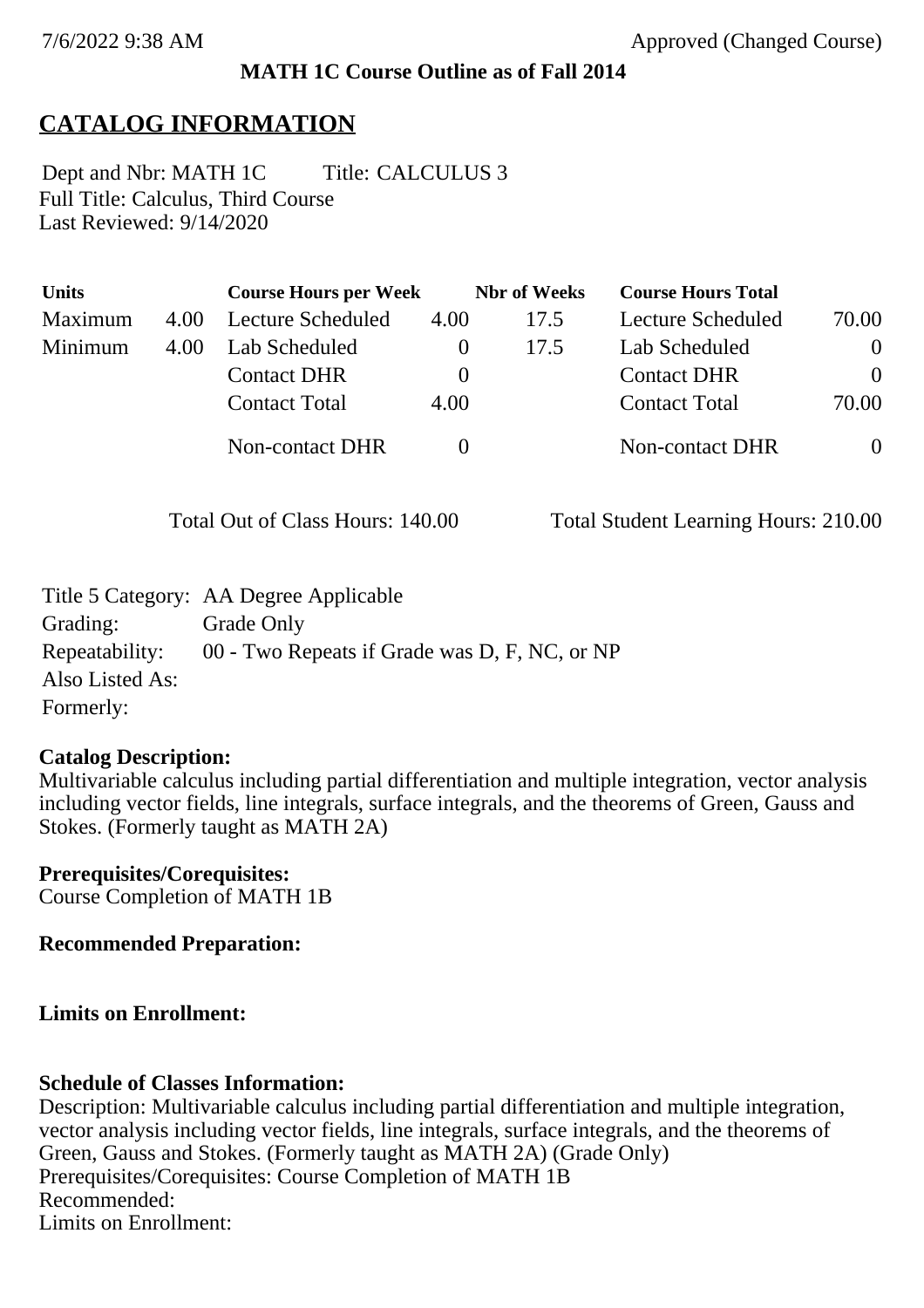**MATH 1C Course Outline as of Fall 2014**

# CATALOG INFORMATION

Dept and Nbr: MATH 1C     Title: CALCULUS 3
Full Title: Calculus, Third Course
Last Reviewed: 9/14/2020

| Units | | Course Hours per Week | | Nbr of Weeks | Course Hours Total | |
|---|---|---|---|---|---|---|
| Maximum | 4.00 | Lecture Scheduled | 4.00 | 17.5 | Lecture Scheduled | 70.00 |
| Minimum | 4.00 | Lab Scheduled | 0 | 17.5 | Lab Scheduled | 0 |
| | | Contact DHR | 0 | | Contact DHR | 0 |
| | | Contact Total | 4.00 | | Contact Total | 70.00 |
| | | Non-contact DHR | 0 | | Non-contact DHR | 0 |

Total Out of Class Hours: 140.00     Total Student Learning Hours: 210.00

Title 5 Category: AA Degree Applicable
Grading: Grade Only
Repeatability: 00 - Two Repeats if Grade was D, F, NC, or NP
Also Listed As:
Formerly:

**Catalog Description:**
Multivariable calculus including partial differentiation and multiple integration, vector analysis including vector fields, line integrals, surface integrals, and the theorems of Green, Gauss and Stokes. (Formerly taught as MATH 2A)

**Prerequisites/Corequisites:**
Course Completion of MATH 1B

**Recommended Preparation:**

**Limits on Enrollment:**

**Schedule of Classes Information:**
Description: Multivariable calculus including partial differentiation and multiple integration, vector analysis including vector fields, line integrals, surface integrals, and the theorems of Green, Gauss and Stokes. (Formerly taught as MATH 2A) (Grade Only)
Prerequisites/Corequisites: Course Completion of MATH 1B
Recommended:
Limits on Enrollment: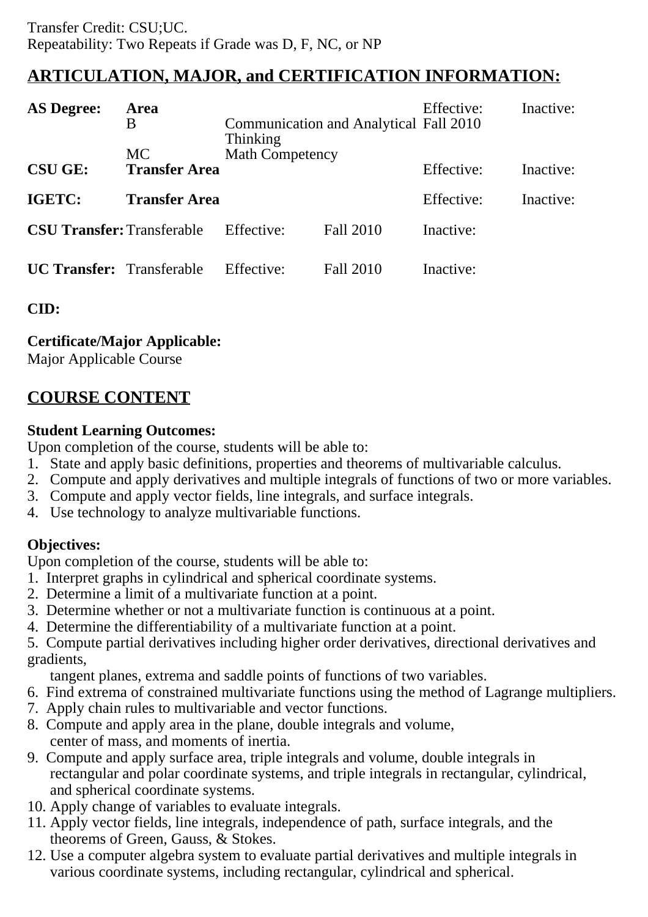Transfer Credit: CSU;UC.
Repeatability: Two Repeats if Grade was D, F, NC, or NP

## ARTICULATION, MAJOR, and CERTIFICATION INFORMATION:

| **AS Degree:** | **Area** | | | Effective: | Inactive: |
|---|---|---|---|---|---|
| | B | Communication and Analytical Thinking | | Fall 2010 | |
| | MC | Math Competency | | | |
| **CSU GE:** | **Transfer Area** | | | Effective: | Inactive: |
| **IGETC:** | **Transfer Area** | | | Effective: | Inactive: |
| **CSU Transfer:** | Transferable | Effective: | Fall 2010 | Inactive: | |
| **UC Transfer:** | Transferable | Effective: | Fall 2010 | Inactive: | |

**CID:**

**Certificate/Major Applicable:**
Major Applicable Course

## COURSE CONTENT

**Student Learning Outcomes:**
Upon completion of the course, students will be able to:
1. State and apply basic definitions, properties and theorems of multivariable calculus.
2. Compute and apply derivatives and multiple integrals of functions of two or more variables.
3. Compute and apply vector fields, line integrals, and surface integrals.
4. Use technology to analyze multivariable functions.

**Objectives:**
Upon completion of the course, students will be able to:
1. Interpret graphs in cylindrical and spherical coordinate systems.
2. Determine a limit of a multivariate function at a point.
3. Determine whether or not a multivariate function is continuous at a point.
4. Determine the differentiability of a multivariate function at a point.
5. Compute partial derivatives including higher order derivatives, directional derivatives and gradients, tangent planes, extrema and saddle points of functions of two variables.
6. Find extrema of constrained multivariate functions using the method of Lagrange multipliers.
7. Apply chain rules to multivariable and vector functions.
8. Compute and apply area in the plane, double integrals and volume, center of mass, and moments of inertia.
9. Compute and apply surface area, triple integrals and volume, double integrals in rectangular and polar coordinate systems, and triple integrals in rectangular, cylindrical, and spherical coordinate systems.
10. Apply change of variables to evaluate integrals.
11. Apply vector fields, line integrals, independence of path, surface integrals, and the theorems of Green, Gauss, & Stokes.
12. Use a computer algebra system to evaluate partial derivatives and multiple integrals in various coordinate systems, including rectangular, cylindrical and spherical.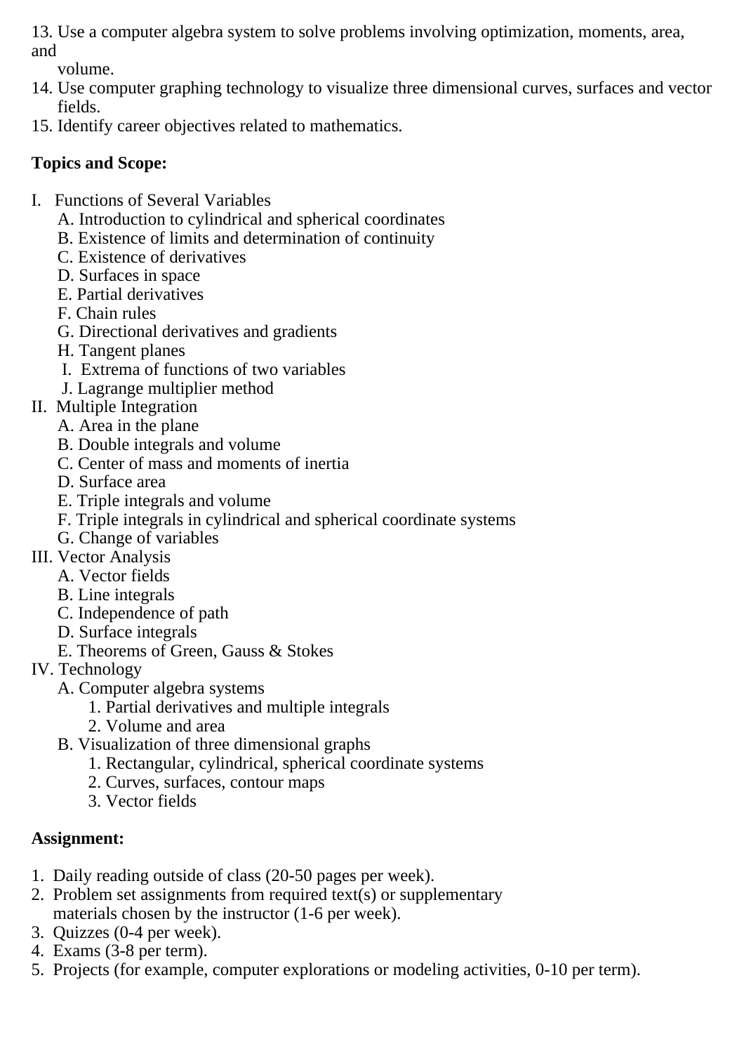13. Use a computer algebra system to solve problems involving optimization, moments, area, and volume.
14. Use computer graphing technology to visualize three dimensional curves, surfaces and vector fields.
15. Identify career objectives related to mathematics.

**Topics and Scope:**

I. Functions of Several Variables
   - A. Introduction to cylindrical and spherical coordinates
   - B. Existence of limits and determination of continuity
   - C. Existence of derivatives
   - D. Surfaces in space
   - E. Partial derivatives
   - F. Chain rules
   - G. Directional derivatives and gradients
   - H. Tangent planes
   - I. Extrema of functions of two variables
   - J. Lagrange multiplier method

II. Multiple Integration
   - A. Area in the plane
   - B. Double integrals and volume
   - C. Center of mass and moments of inertia
   - D. Surface area
   - E. Triple integrals and volume
   - F. Triple integrals in cylindrical and spherical coordinate systems
   - G. Change of variables

III. Vector Analysis
   - A. Vector fields
   - B. Line integrals
   - C. Independence of path
   - D. Surface integrals
   - E. Theorems of Green, Gauss & Stokes

IV. Technology
   - A. Computer algebra systems
     1. Partial derivatives and multiple integrals
     2. Volume and area
   - B. Visualization of three dimensional graphs
     1. Rectangular, cylindrical, spherical coordinate systems
     2. Curves, surfaces, contour maps
     3. Vector fields

**Assignment:**

1. Daily reading outside of class (20-50 pages per week).
2. Problem set assignments from required text(s) or supplementary materials chosen by the instructor (1-6 per week).
3. Quizzes (0-4 per week).
4. Exams (3-8 per term).
5. Projects (for example, computer explorations or modeling activities, 0-10 per term).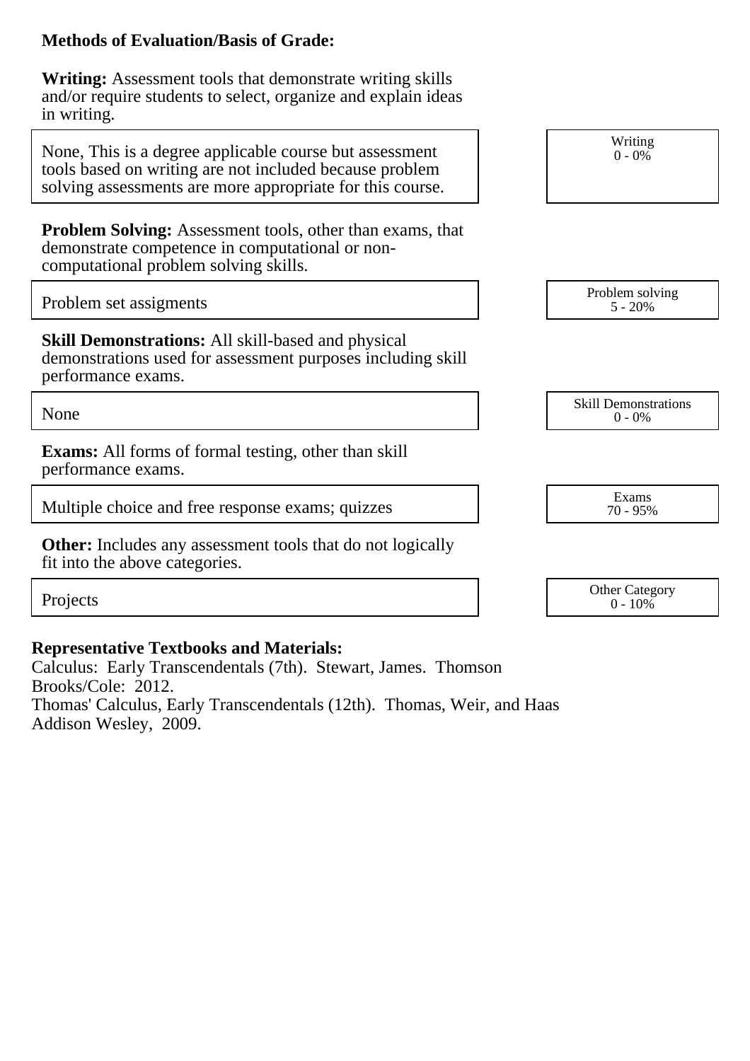**Methods of Evaluation/Basis of Grade:**

**Writing:** Assessment tools that demonstrate writing skills and/or require students to select, organize and explain ideas in writing.

| | |
|---|---|
| None, This is a degree applicable course but assessment tools based on writing are not included because problem solving assessments are more appropriate for this course. | Writing 0 - 0% |

**Problem Solving:** Assessment tools, other than exams, that demonstrate competence in computational or non-computational problem solving skills.

| | |
|---|---|
| Problem set assigments | Problem solving 5 - 20% |

**Skill Demonstrations:** All skill-based and physical demonstrations used for assessment purposes including skill performance exams.

| | |
|---|---|
| None | Skill Demonstrations 0 - 0% |

**Exams:** All forms of formal testing, other than skill performance exams.

| | |
|---|---|
| Multiple choice and free response exams; quizzes | Exams 70 - 95% |

**Other:** Includes any assessment tools that do not logically fit into the above categories.

| | |
|---|---|
| Projects | Other Category 0 - 10% |

**Representative Textbooks and Materials:**

Calculus: Early Transcendentals (7th). Stewart, James. Thomson Brooks/Cole: 2012.

Thomas' Calculus, Early Transcendentals (12th). Thomas, Weir, and Haas Addison Wesley, 2009.